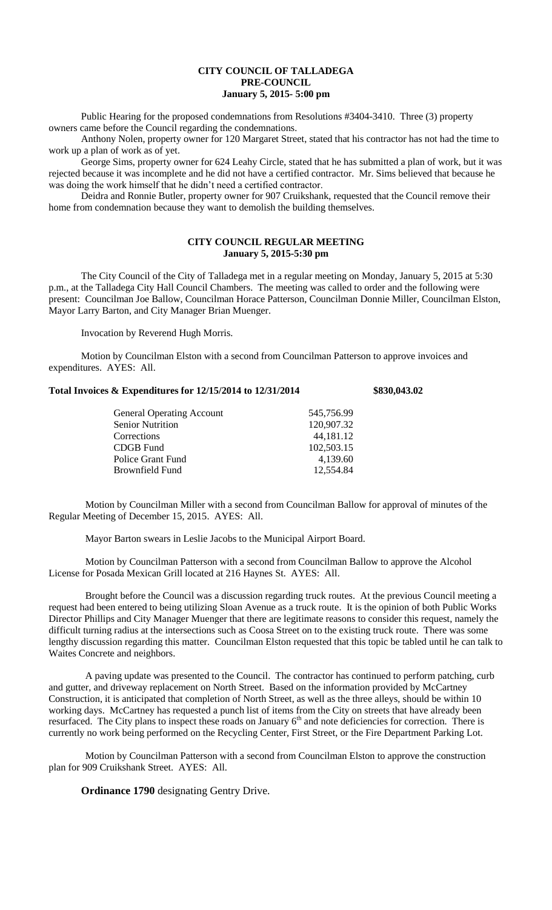**CITY COUNCIL OF TALLADEGA**
**PRE-COUNCIL**
**January 5, 2015- 5:00 pm**

Public Hearing for the proposed condemnations from Resolutions #3404-3410. Three (3) property owners came before the Council regarding the condemnations.

Anthony Nolen, property owner for 120 Margaret Street, stated that his contractor has not had the time to work up a plan of work as of yet.

George Sims, property owner for 624 Leahy Circle, stated that he has submitted a plan of work, but it was rejected because it was incomplete and he did not have a certified contractor. Mr. Sims believed that because he was doing the work himself that he didn't need a certified contractor.

Deidra and Ronnie Butler, property owner for 907 Cruikshank, requested that the Council remove their home from condemnation because they want to demolish the building themselves.

**CITY COUNCIL REGULAR MEETING**
**January 5, 2015-5:30 pm**

The City Council of the City of Talladega met in a regular meeting on Monday, January 5, 2015 at 5:30 p.m., at the Talladega City Hall Council Chambers. The meeting was called to order and the following were present: Councilman Joe Ballow, Councilman Horace Patterson, Councilman Donnie Miller, Councilman Elston, Mayor Larry Barton, and City Manager Brian Muenger.

Invocation by Reverend Hugh Morris.

Motion by Councilman Elston with a second from Councilman Patterson to approve invoices and expenditures. AYES: All.

**Total Invoices & Expenditures for 12/15/2014 to 12/31/2014 $830,043.02**

| | |
|---|---|
| General Operating Account | 545,756.99 |
| Senior Nutrition | 120,907.32 |
| Corrections | 44,181.12 |
| CDGB Fund | 102,503.15 |
| Police Grant Fund | 4,139.60 |
| Brownfield Fund | 12,554.84 |

Motion by Councilman Miller with a second from Councilman Ballow for approval of minutes of the Regular Meeting of December 15, 2015. AYES: All.

Mayor Barton swears in Leslie Jacobs to the Municipal Airport Board.

Motion by Councilman Patterson with a second from Councilman Ballow to approve the Alcohol License for Posada Mexican Grill located at 216 Haynes St. AYES: All.

Brought before the Council was a discussion regarding truck routes. At the previous Council meeting a request had been entered to being utilizing Sloan Avenue as a truck route. It is the opinion of both Public Works Director Phillips and City Manager Muenger that there are legitimate reasons to consider this request, namely the difficult turning radius at the intersections such as Coosa Street on to the existing truck route. There was some lengthy discussion regarding this matter. Councilman Elston requested that this topic be tabled until he can talk to Waites Concrete and neighbors.

A paving update was presented to the Council. The contractor has continued to perform patching, curb and gutter, and driveway replacement on North Street. Based on the information provided by McCartney Construction, it is anticipated that completion of North Street, as well as the three alleys, should be within 10 working days. McCartney has requested a punch list of items from the City on streets that have already been resurfaced. The City plans to inspect these roads on January 6th and note deficiencies for correction. There is currently no work being performed on the Recycling Center, First Street, or the Fire Department Parking Lot.

Motion by Councilman Patterson with a second from Councilman Elston to approve the construction plan for 909 Cruikshank Street. AYES: All.

**Ordinance 1790** designating Gentry Drive.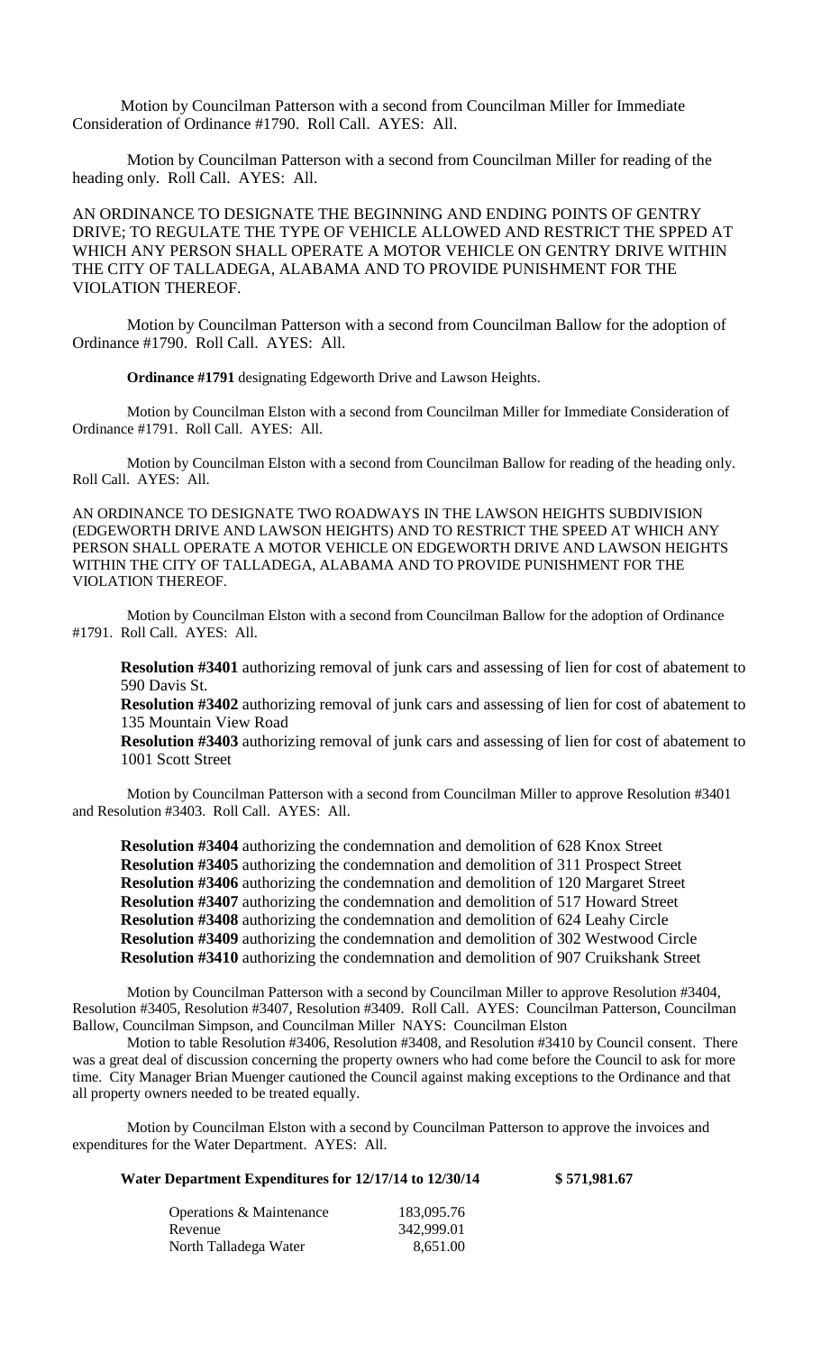Motion by Councilman Patterson with a second from Councilman Miller for Immediate Consideration of Ordinance #1790. Roll Call. AYES: All.

Motion by Councilman Patterson with a second from Councilman Miller for reading of the heading only. Roll Call. AYES: All.

AN ORDINANCE TO DESIGNATE THE BEGINNING AND ENDING POINTS OF GENTRY DRIVE; TO REGULATE THE TYPE OF VEHICLE ALLOWED AND RESTRICT THE SPPED AT WHICH ANY PERSON SHALL OPERATE A MOTOR VEHICLE ON GENTRY DRIVE WITHIN THE CITY OF TALLADEGA, ALABAMA AND TO PROVIDE PUNISHMENT FOR THE VIOLATION THEREOF.

Motion by Councilman Patterson with a second from Councilman Ballow for the adoption of Ordinance #1790. Roll Call. AYES: All.

**Ordinance #1791** designating Edgeworth Drive and Lawson Heights.

Motion by Councilman Elston with a second from Councilman Miller for Immediate Consideration of Ordinance #1791. Roll Call. AYES: All.

Motion by Councilman Elston with a second from Councilman Ballow for reading of the heading only. Roll Call. AYES: All.

AN ORDINANCE TO DESIGNATE TWO ROADWAYS IN THE LAWSON HEIGHTS SUBDIVISION (EDGEWORTH DRIVE AND LAWSON HEIGHTS) AND TO RESTRICT THE SPEED AT WHICH ANY PERSON SHALL OPERATE A MOTOR VEHICLE ON EDGEWORTH DRIVE AND LAWSON HEIGHTS WITHIN THE CITY OF TALLADEGA, ALABAMA AND TO PROVIDE PUNISHMENT FOR THE VIOLATION THEREOF.

Motion by Councilman Elston with a second from Councilman Ballow for the adoption of Ordinance #1791. Roll Call. AYES: All.

**Resolution #3401** authorizing removal of junk cars and assessing of lien for cost of abatement to 590 Davis St.
**Resolution #3402** authorizing removal of junk cars and assessing of lien for cost of abatement to 135 Mountain View Road
**Resolution #3403** authorizing removal of junk cars and assessing of lien for cost of abatement to 1001 Scott Street

Motion by Councilman Patterson with a second from Councilman Miller to approve Resolution #3401 and Resolution #3403. Roll Call. AYES: All.

**Resolution #3404** authorizing the condemnation and demolition of 628 Knox Street
**Resolution #3405** authorizing the condemnation and demolition of 311 Prospect Street
**Resolution #3406** authorizing the condemnation and demolition of 120 Margaret Street
**Resolution #3407** authorizing the condemnation and demolition of 517 Howard Street
**Resolution #3408** authorizing the condemnation and demolition of 624 Leahy Circle
**Resolution #3409** authorizing the condemnation and demolition of 302 Westwood Circle
**Resolution #3410** authorizing the condemnation and demolition of 907 Cruikshank Street

Motion by Councilman Patterson with a second by Councilman Miller to approve Resolution #3404, Resolution #3405, Resolution #3407, Resolution #3409. Roll Call. AYES: Councilman Patterson, Councilman Ballow, Councilman Simpson, and Councilman Miller NAYS: Councilman Elston

Motion to table Resolution #3406, Resolution #3408, and Resolution #3410 by Council consent. There was a great deal of discussion concerning the property owners who had come before the Council to ask for more time. City Manager Brian Muenger cautioned the Council against making exceptions to the Ordinance and that all property owners needed to be treated equally.

Motion by Councilman Elston with a second by Councilman Patterson to approve the invoices and expenditures for the Water Department. AYES: All.

**Water Department Expenditures for 12/17/14 to 12/30/14 $ 571,981.67**

| | |
|---|---|
| Operations & Maintenance | 183,095.76 |
| Revenue | 342,999.01 |
| North Talladega Water | 8,651.00 |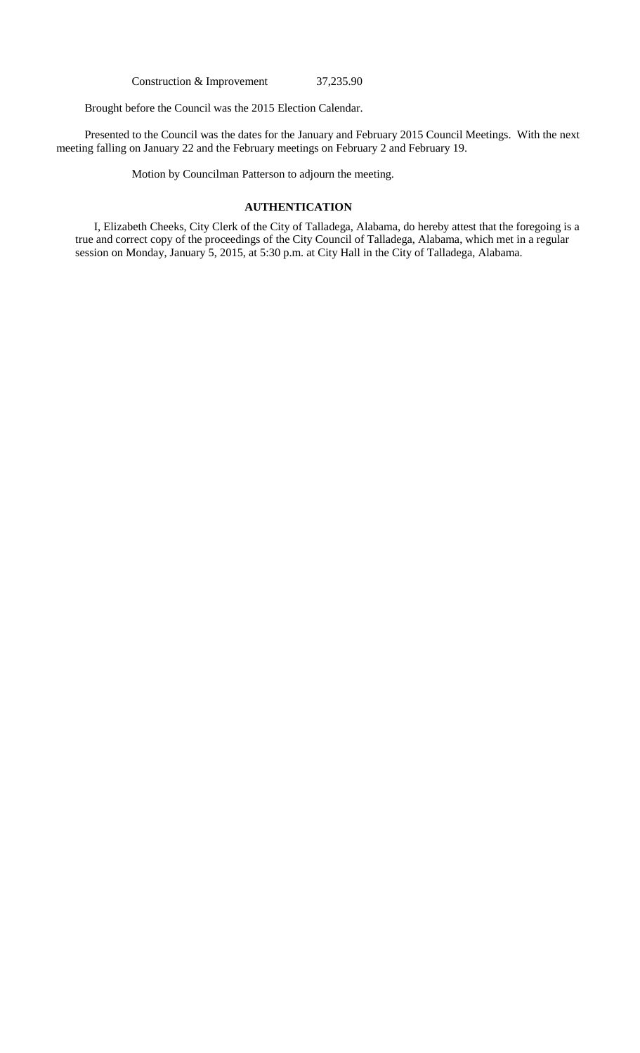Construction & Improvement 37,235.90

Brought before the Council was the 2015 Election Calendar.

Presented to the Council was the dates for the January and February 2015 Council Meetings. With the next meeting falling on January 22 and the February meetings on February 2 and February 19.

Motion by Councilman Patterson to adjourn the meeting.

**AUTHENTICATION**

I, Elizabeth Cheeks, City Clerk of the City of Talladega, Alabama, do hereby attest that the foregoing is a true and correct copy of the proceedings of the City Council of Talladega, Alabama, which met in a regular session on Monday, January 5, 2015, at 5:30 p.m. at City Hall in the City of Talladega, Alabama.